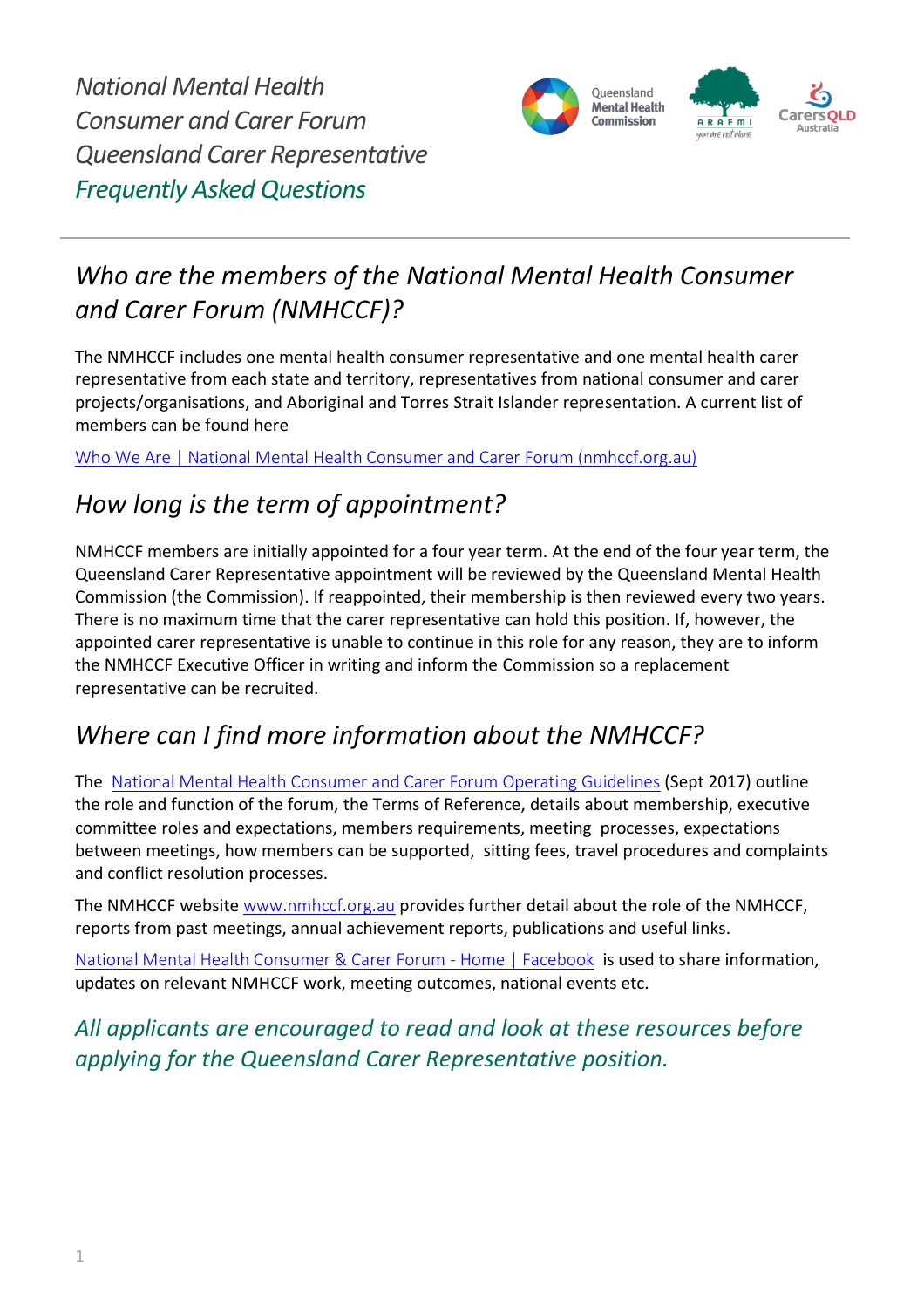# *National Mental Health Consumer and Carer Forum Queensland Carer Representative Frequently Asked Questions*

## *Who are the members of the National Mental Health Consumer and Carer Forum (NMHCCF)?*

The NMHCCF includes one mental health consumer representative and one mental health carer representative from each state and territory, representatives from national consumer and carer projects/organisations, and Aboriginal and Torres Strait Islander representation. A current list of members can be found here

Who We Are | National Mental Health Consumer and Carer Forum (nmhccf.org.au)

## *How long is the term of appointment?*

NMHCCF members are initially appointed for a four year term. At the end of the four year term, the Queensland Carer Representative appointment will be reviewed by the Queensland Mental Health Commission (the Commission). If reappointed, their membership is then reviewed every two years. There is no maximum time that the carer representative can hold this position. If, however, the appointed carer representative is unable to continue in this role for any reason, they are to inform the NMHCCF Executive Officer in writing and inform the Commission so a replacement representative can be recruited.

## *Where can I find more information about the NMHCCF?*

The National Mental Health Consumer and Carer Forum Operating Guidelines (Sept 2017) outline the role and function of the forum, the Terms of Reference, details about membership, executive committee roles and expectations, members requirements, meeting processes, expectations between meetings, how members can be supported, sitting fees, travel procedures and complaints and conflict resolution processes.

The NMHCCF website www.nmhccf.org.au provides further detail about the role of the NMHCCF, reports from past meetings, annual achievement reports, publications and useful links.

National Mental Health Consumer & Carer Forum - Home | Facebook is used to share information, updates on relevant NMHCCF work, meeting outcomes, national events etc.

*All applicants are encouraged to read and look at these resources before applying for the Queensland Carer Representative position.*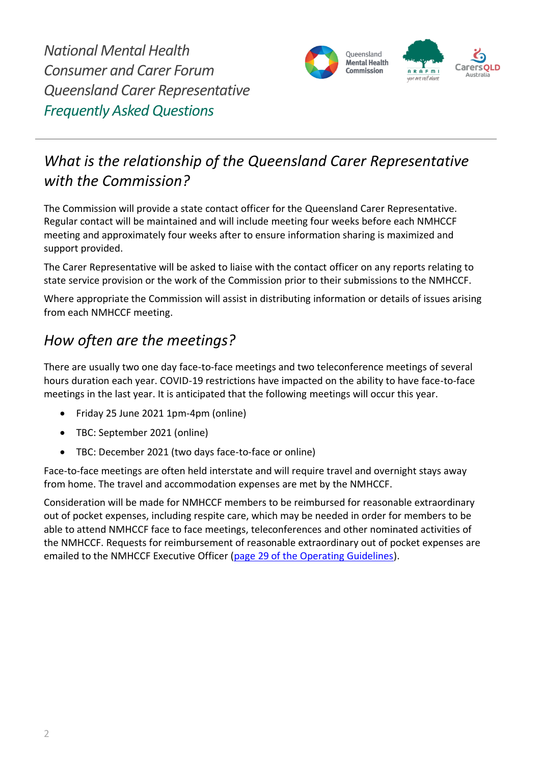*National Mental Health Consumer and Carer Forum Queensland Carer Representative*
*Frequently Asked Questions*

## *What is the relationship of the Queensland Carer Representative with the Commission?*

The Commission will provide a state contact officer for the Queensland Carer Representative. Regular contact will be maintained and will include meeting four weeks before each NMHCCF meeting and approximately four weeks after to ensure information sharing is maximized and support provided.

The Carer Representative will be asked to liaise with the contact officer on any reports relating to state service provision or the work of the Commission prior to their submissions to the NMHCCF.

Where appropriate the Commission will assist in distributing information or details of issues arising from each NMHCCF meeting.

## *How often are the meetings?*

There are usually two one day face-to-face meetings and two teleconference meetings of several hours duration each year. COVID-19 restrictions have impacted on the ability to have face-to-face meetings in the last year. It is anticipated that the following meetings will occur this year.

- Friday 25 June 2021 1pm-4pm (online)
- TBC: September 2021 (online)
- TBC: December 2021 (two days face-to-face or online)

Face-to-face meetings are often held interstate and will require travel and overnight stays away from home. The travel and accommodation expenses are met by the NMHCCF.

Consideration will be made for NMHCCF members to be reimbursed for reasonable extraordinary out of pocket expenses, including respite care, which may be needed in order for members to be able to attend NMHCCF face to face meetings, teleconferences and other nominated activities of the NMHCCF. Requests for reimbursement of reasonable extraordinary out of pocket expenses are emailed to the NMHCCF Executive Officer (page 29 of the Operating Guidelines).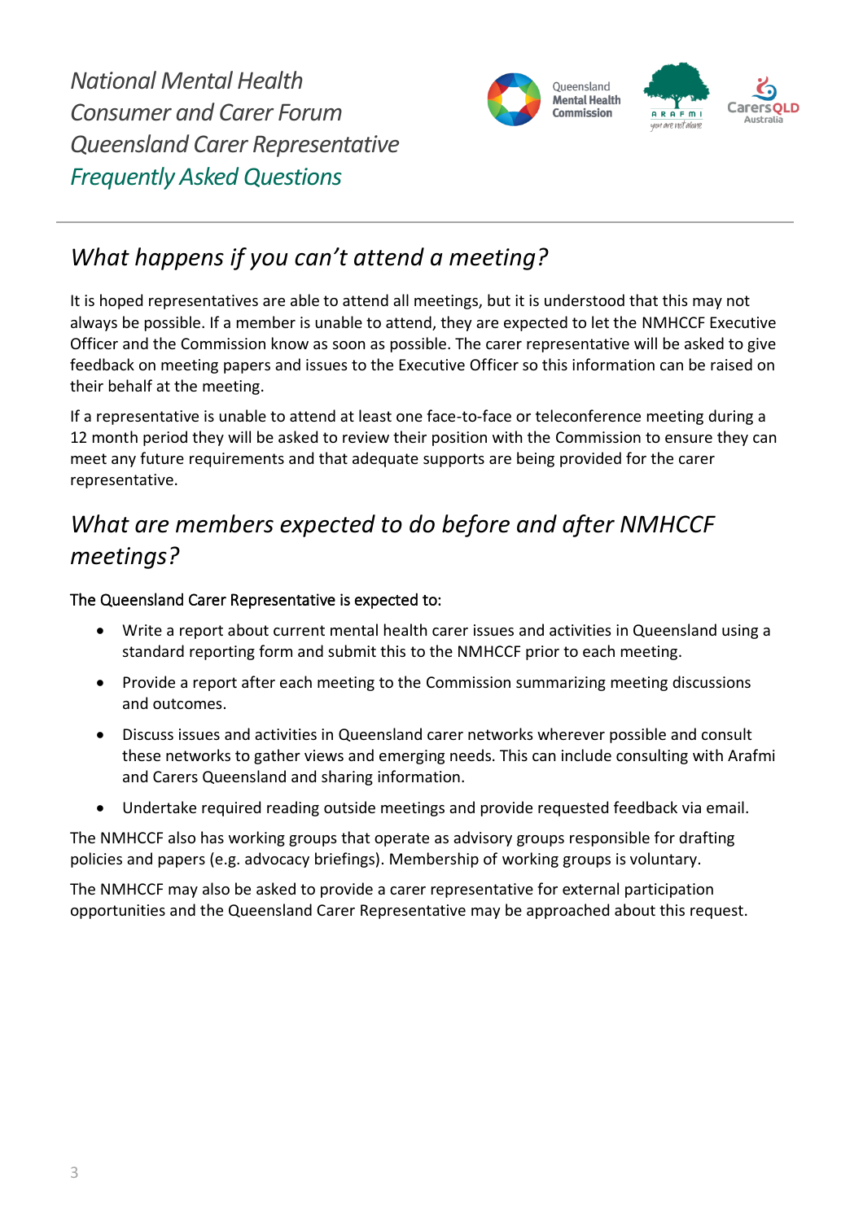*National Mental Health Consumer and Carer Forum Queensland Carer Representative*
*Frequently Asked Questions*

## *What happens if you can't attend a meeting?*

It is hoped representatives are able to attend all meetings, but it is understood that this may not always be possible. If a member is unable to attend, they are expected to let the NMHCCF Executive Officer and the Commission know as soon as possible. The carer representative will be asked to give feedback on meeting papers and issues to the Executive Officer so this information can be raised on their behalf at the meeting.

If a representative is unable to attend at least one face-to-face or teleconference meeting during a 12 month period they will be asked to review their position with the Commission to ensure they can meet any future requirements and that adequate supports are being provided for the carer representative.

## *What are members expected to do before and after NMHCCF meetings?*

The Queensland Carer Representative is expected to:

- Write a report about current mental health carer issues and activities in Queensland using a standard reporting form and submit this to the NMHCCF prior to each meeting.
- Provide a report after each meeting to the Commission summarizing meeting discussions and outcomes.
- Discuss issues and activities in Queensland carer networks wherever possible and consult these networks to gather views and emerging needs. This can include consulting with Arafmi and Carers Queensland and sharing information.
- Undertake required reading outside meetings and provide requested feedback via email.

The NMHCCF also has working groups that operate as advisory groups responsible for drafting policies and papers (e.g. advocacy briefings). Membership of working groups is voluntary.

The NMHCCF may also be asked to provide a carer representative for external participation opportunities and the Queensland Carer Representative may be approached about this request.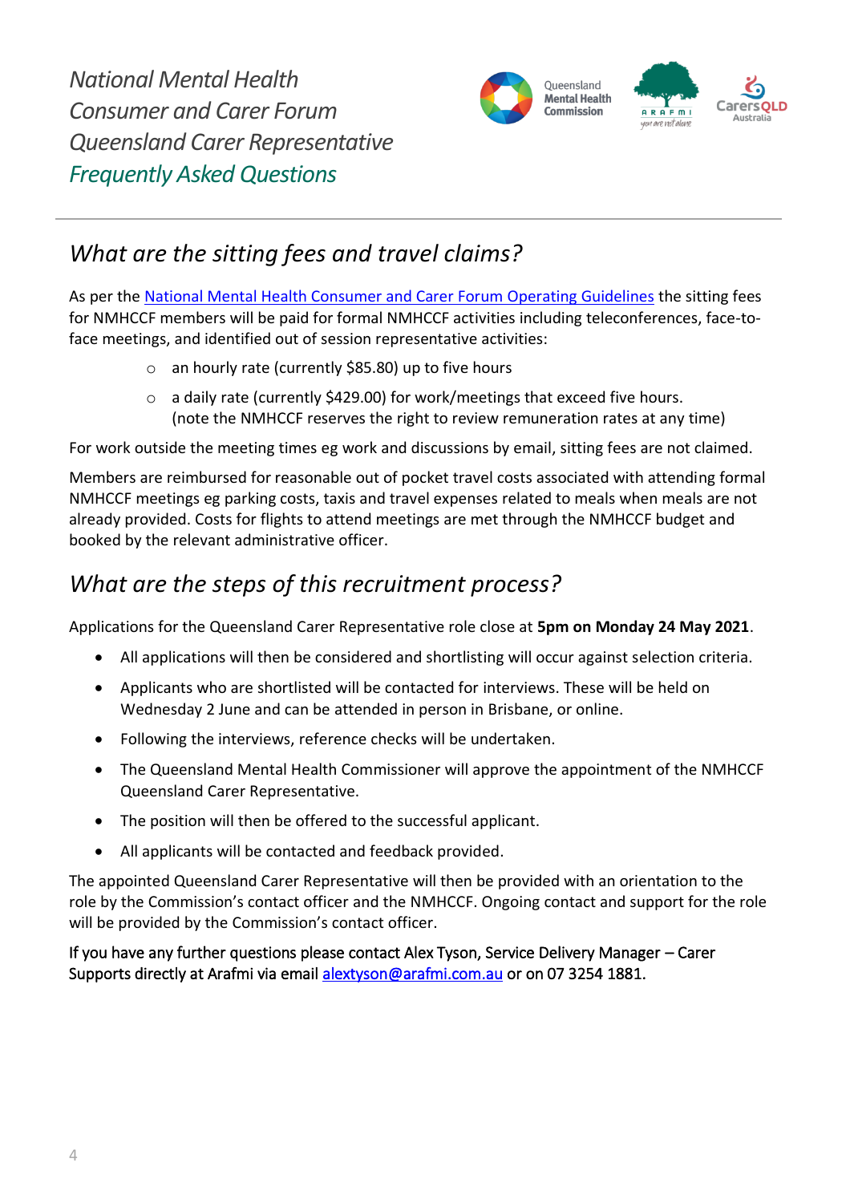*National Mental Health Consumer and Carer Forum Queensland Carer Representative*
*Frequently Asked Questions*

## *What are the sitting fees and travel claims?*

As per the [National Mental Health Consumer and Carer Forum Operating Guidelines](#) the sitting fees for NMHCCF members will be paid for formal NMHCCF activities including teleconferences, face-to-face meetings, and identified out of session representative activities:

- an hourly rate (currently $85.80) up to five hours
- a daily rate (currently $429.00) for work/meetings that exceed five hours. (note the NMHCCF reserves the right to review remuneration rates at any time)

For work outside the meeting times eg work and discussions by email, sitting fees are not claimed.

Members are reimbursed for reasonable out of pocket travel costs associated with attending formal NMHCCF meetings eg parking costs, taxis and travel expenses related to meals when meals are not already provided. Costs for flights to attend meetings are met through the NMHCCF budget and booked by the relevant administrative officer.

## *What are the steps of this recruitment process?*

Applications for the Queensland Carer Representative role close at **5pm on Monday 24 May 2021**.

- All applications will then be considered and shortlisting will occur against selection criteria.
- Applicants who are shortlisted will be contacted for interviews. These will be held on Wednesday 2 June and can be attended in person in Brisbane, or online.
- Following the interviews, reference checks will be undertaken.
- The Queensland Mental Health Commissioner will approve the appointment of the NMHCCF Queensland Carer Representative.
- The position will then be offered to the successful applicant.
- All applicants will be contacted and feedback provided.

The appointed Queensland Carer Representative will then be provided with an orientation to the role by the Commission's contact officer and the NMHCCF. Ongoing contact and support for the role will be provided by the Commission's contact officer.

If you have any further questions please contact Alex Tyson, Service Delivery Manager – Carer Supports directly at Arafmi via email [alextyson@arafmi.com.au](mailto:alextyson@arafmi.com.au) or on 07 3254 1881.